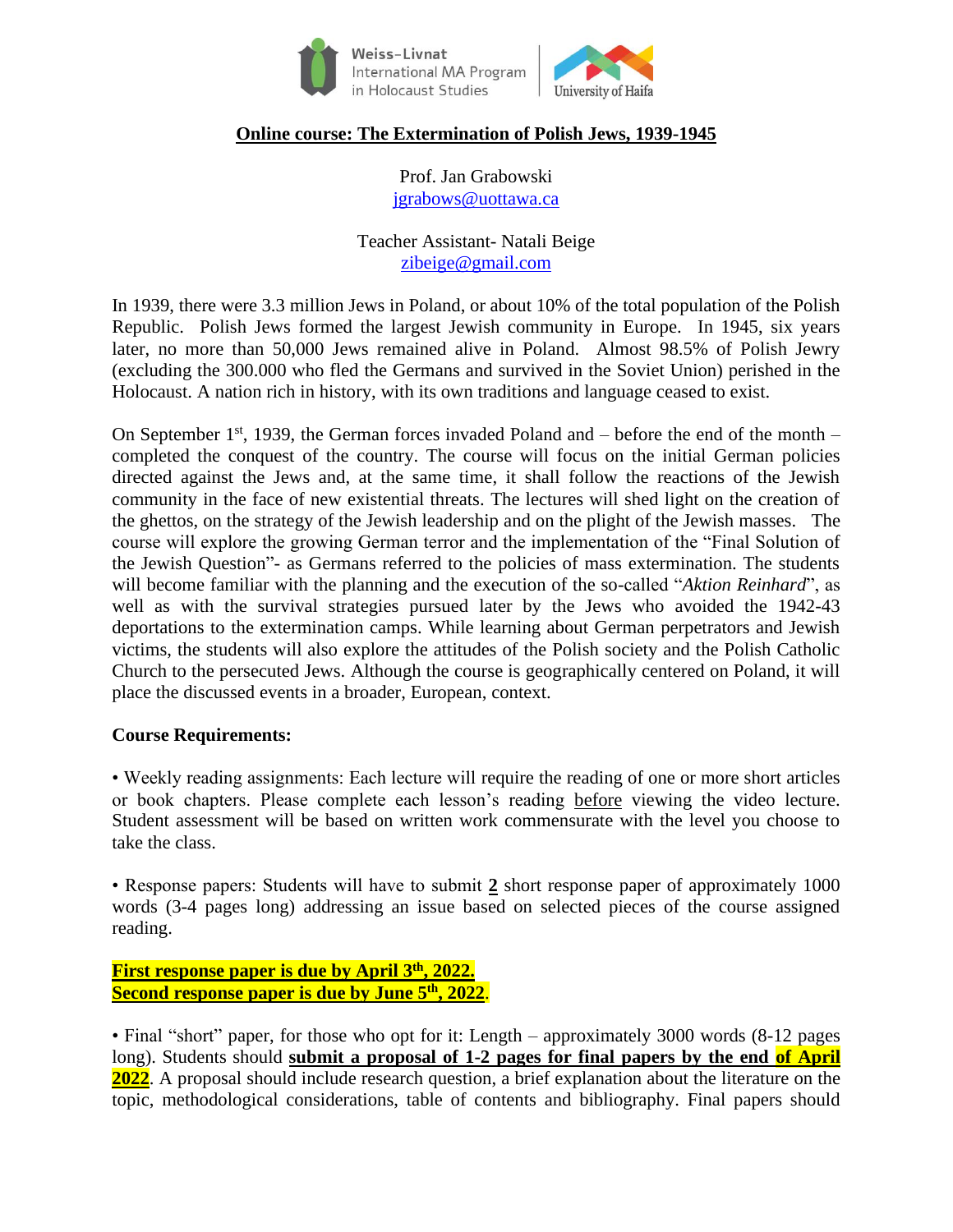Weiss-Livnat International MA Program in Holocaust Studies | University of Haifa

**Online course: The Extermination of Polish Jews, 1939-1945**

Prof. Jan Grabowski
jgrabows@uottawa.ca

Teacher Assistant- Natali Beige
zibeige@gmail.com

In 1939, there were 3.3 million Jews in Poland, or about 10% of the total population of the Polish Republic. Polish Jews formed the largest Jewish community in Europe. In 1945, six years later, no more than 50,000 Jews remained alive in Poland. Almost 98.5% of Polish Jewry (excluding the 300.000 who fled the Germans and survived in the Soviet Union) perished in the Holocaust. A nation rich in history, with its own traditions and language ceased to exist.

On September 1st, 1939, the German forces invaded Poland and – before the end of the month – completed the conquest of the country. The course will focus on the initial German policies directed against the Jews and, at the same time, it shall follow the reactions of the Jewish community in the face of new existential threats. The lectures will shed light on the creation of the ghettos, on the strategy of the Jewish leadership and on the plight of the Jewish masses. The course will explore the growing German terror and the implementation of the "Final Solution of the Jewish Question"- as Germans referred to the policies of mass extermination. The students will become familiar with the planning and the execution of the so-called "*Aktion Reinhard*", as well as with the survival strategies pursued later by the Jews who avoided the 1942-43 deportations to the extermination camps. While learning about German perpetrators and Jewish victims, the students will also explore the attitudes of the Polish society and the Polish Catholic Church to the persecuted Jews. Although the course is geographically centered on Poland, it will place the discussed events in a broader, European, context.

**Course Requirements:**

• Weekly reading assignments: Each lecture will require the reading of one or more short articles or book chapters. Please complete each lesson's reading before viewing the video lecture. Student assessment will be based on written work commensurate with the level you choose to take the class.

• Response papers: Students will have to submit **2** short response paper of approximately 1000 words (3-4 pages long) addressing an issue based on selected pieces of the course assigned reading.

**First response paper is due by April 3th, 2022.**
**Second response paper is due by June 5th, 2022.**

• Final "short" paper, for those who opt for it: Length – approximately 3000 words (8-12 pages long). Students should **submit a proposal of 1-2 pages for final papers by the end of April 2022**. A proposal should include research question, a brief explanation about the literature on the topic, methodological considerations, table of contents and bibliography. Final papers should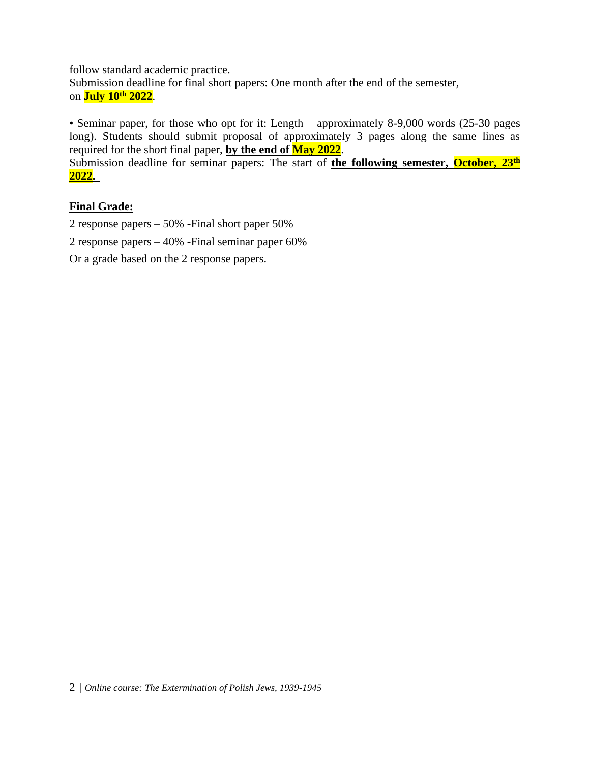follow standard academic practice.
Submission deadline for final short papers: One month after the end of the semester, on **July 10th 2022**.

• Seminar paper, for those who opt for it: Length – approximately 8-9,000 words (25-30 pages long). Students should submit proposal of approximately 3 pages along the same lines as required for the short final paper, **by the end of May 2022**.
Submission deadline for seminar papers: The start of **the following semester, October, 23th 2022.**

**Final Grade:**

2 response papers – 50% -Final short paper 50%

2 response papers – 40% -Final seminar paper 60%

Or a grade based on the 2 response papers.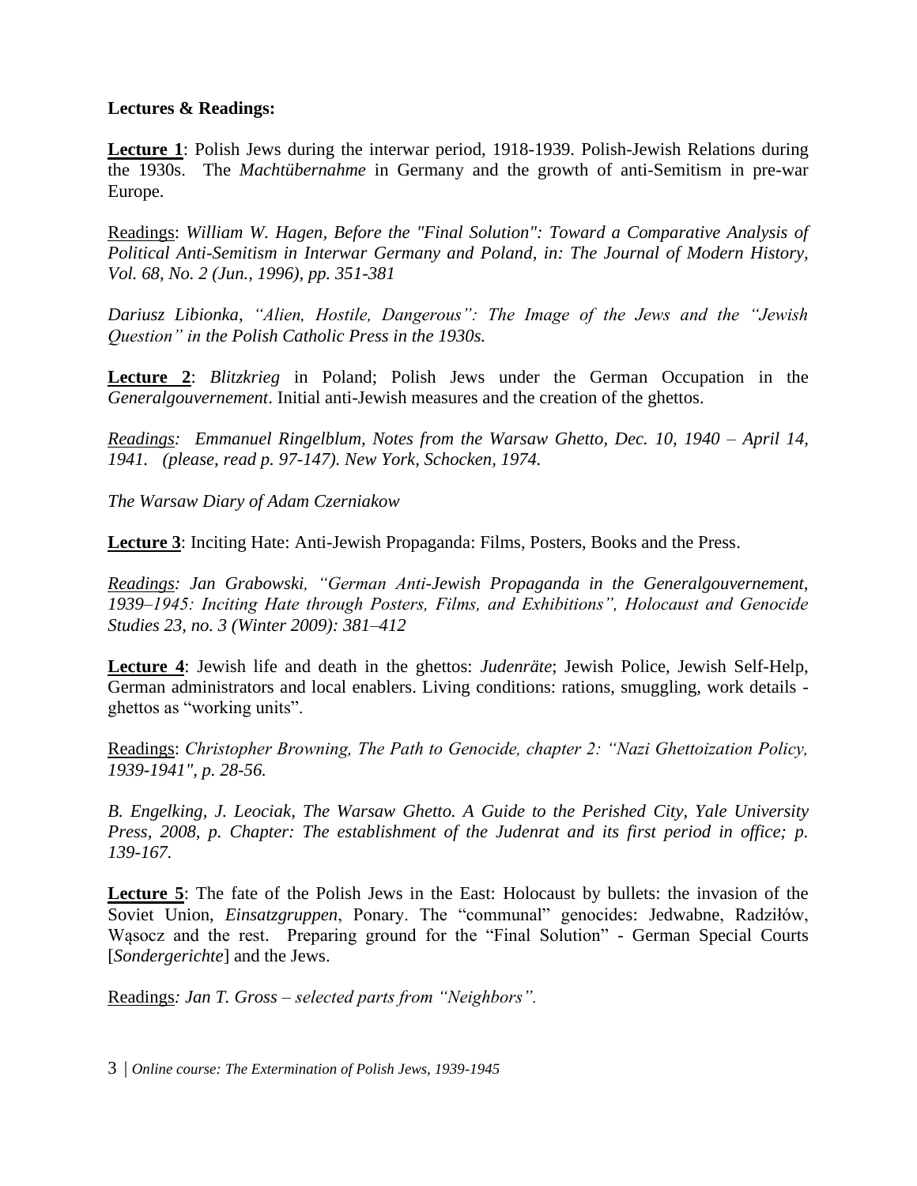**Lectures & Readings:**

**Lecture 1**: Polish Jews during the interwar period, 1918-1939. Polish-Jewish Relations during the 1930s. The *Machtübernahme* in Germany and the growth of anti-Semitism in pre-war Europe.

Readings: *William W. Hagen, Before the "Final Solution": Toward a Comparative Analysis of Political Anti-Semitism in Interwar Germany and Poland, in: The Journal of Modern History, Vol. 68, No. 2 (Jun., 1996), pp. 351-381*

*Dariusz Libionka, "Alien, Hostile, Dangerous": The Image of the Jews and the "Jewish Question" in the Polish Catholic Press in the 1930s.*

**Lecture 2**: *Blitzkrieg* in Poland; Polish Jews under the German Occupation in the *Generalgouvernement*. Initial anti-Jewish measures and the creation of the ghettos.

*Readings: Emmanuel Ringelblum, Notes from the Warsaw Ghetto, Dec. 10, 1940 – April 14, 1941. (please, read p. 97-147). New York, Schocken, 1974.*

*The Warsaw Diary of Adam Czerniakow*

**Lecture 3**: Inciting Hate: Anti-Jewish Propaganda: Films, Posters, Books and the Press.

*Readings: Jan Grabowski, "German Anti-Jewish Propaganda in the Generalgouvernement, 1939–1945: Inciting Hate through Posters, Films, and Exhibitions", Holocaust and Genocide Studies 23, no. 3 (Winter 2009): 381–412*

**Lecture 4**: Jewish life and death in the ghettos: *Judenräte*; Jewish Police, Jewish Self-Help, German administrators and local enablers. Living conditions: rations, smuggling, work details - ghettos as "working units".

Readings: *Christopher Browning, The Path to Genocide, chapter 2: "Nazi Ghettoization Policy, 1939-1941", p. 28-56.*

*B. Engelking, J. Leociak, The Warsaw Ghetto. A Guide to the Perished City, Yale University Press, 2008, p. Chapter: The establishment of the Judenrat and its first period in office; p. 139-167.*

**Lecture 5**: The fate of the Polish Jews in the East: Holocaust by bullets: the invasion of the Soviet Union, *Einsatzgruppen*, Ponary. The "communal" genocides: Jedwabne, Radziłów, Wąsocz and the rest. Preparing ground for the "Final Solution" - German Special Courts [*Sondergerichte*] and the Jews.

Readings*: Jan T. Gross – selected parts from "Neighbors".*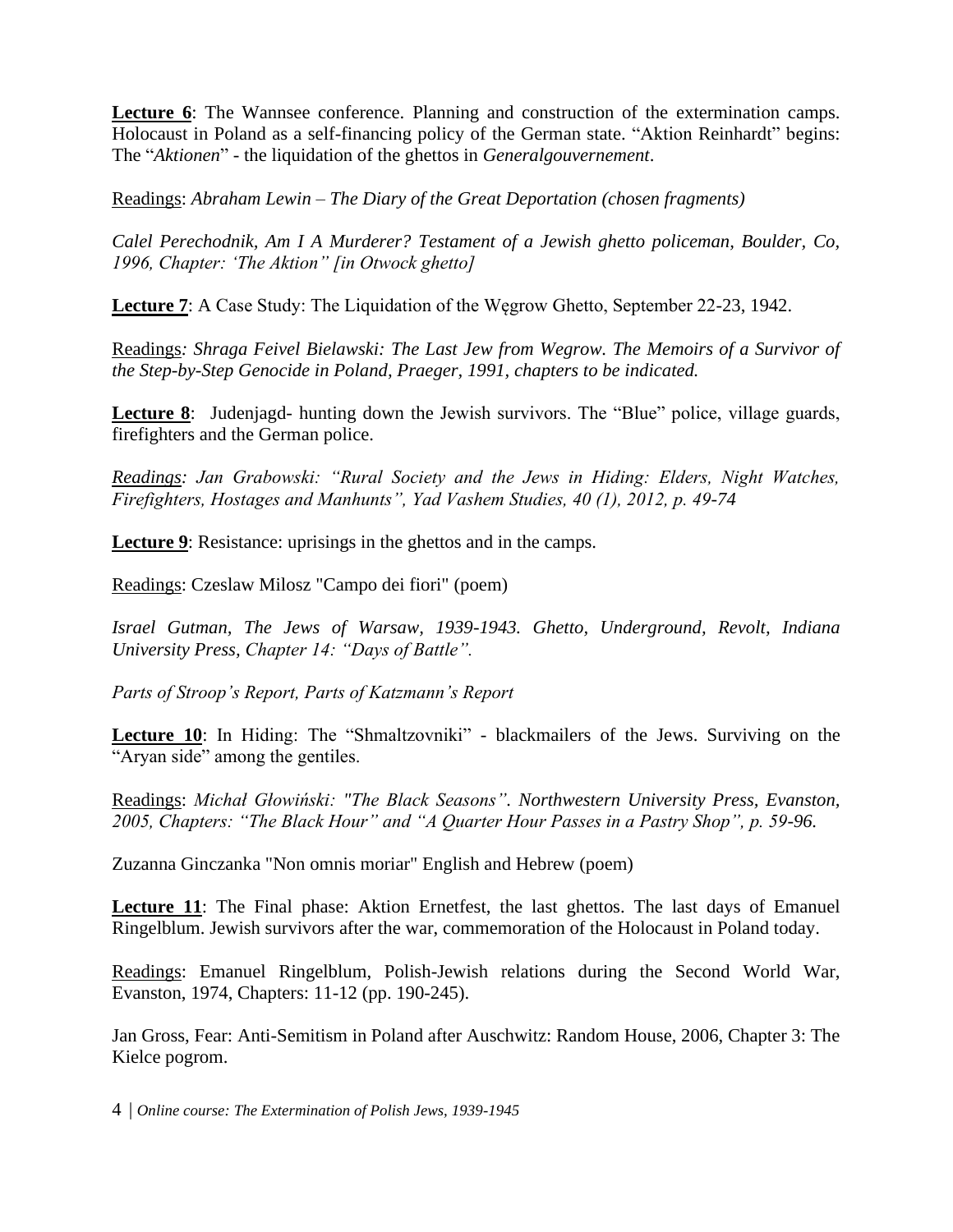**Lecture 6**: The Wannsee conference. Planning and construction of the extermination camps. Holocaust in Poland as a self-financing policy of the German state. "Aktion Reinhardt" begins: The "*Aktionen*" - the liquidation of the ghettos in *Generalgouvernement*.

Readings: *Abraham Lewin – The Diary of the Great Deportation (chosen fragments)*

*Calel Perechodnik, Am I A Murderer? Testament of a Jewish ghetto policeman, Boulder, Co, 1996, Chapter: 'The Aktion" [in Otwock ghetto]*

**Lecture 7**: A Case Study: The Liquidation of the Węgrow Ghetto, September 22-23, 1942.

Readings*: Shraga Feivel Bielawski: The Last Jew from Wegrow. The Memoirs of a Survivor of the Step-by-Step Genocide in Poland, Praeger, 1991, chapters to be indicated.*

**Lecture 8**: Judenjagd- hunting down the Jewish survivors. The "Blue" police, village guards, firefighters and the German police.

*Readings: Jan Grabowski: "Rural Society and the Jews in Hiding: Elders, Night Watches, Firefighters, Hostages and Manhunts", Yad Vashem Studies, 40 (1), 2012, p. 49-74*

**Lecture 9**: Resistance: uprisings in the ghettos and in the camps.

Readings: Czeslaw Milosz "Campo dei fiori" (poem)

*Israel Gutman, The Jews of Warsaw, 1939-1943. Ghetto, Underground, Revolt, Indiana University Press, Chapter 14: "Days of Battle".*

*Parts of Stroop's Report, Parts of Katzmann's Report*

**Lecture 10**: In Hiding: The "Shmaltzovniki" - blackmailers of the Jews. Surviving on the "Aryan side" among the gentiles.

Readings: *Michał Głowiński: "The Black Seasons". Northwestern University Press, Evanston, 2005, Chapters: "The Black Hour" and "A Quarter Hour Passes in a Pastry Shop", p. 59-96.*

Zuzanna Ginczanka "Non omnis moriar" English and Hebrew (poem)

**Lecture 11**: The Final phase: Aktion Ernetfest, the last ghettos. The last days of Emanuel Ringelblum. Jewish survivors after the war, commemoration of the Holocaust in Poland today.

Readings: Emanuel Ringelblum, Polish-Jewish relations during the Second World War, Evanston, 1974, Chapters: 11-12 (pp. 190-245).

Jan Gross, Fear: Anti-Semitism in Poland after Auschwitz: Random House, 2006, Chapter 3: The Kielce pogrom.